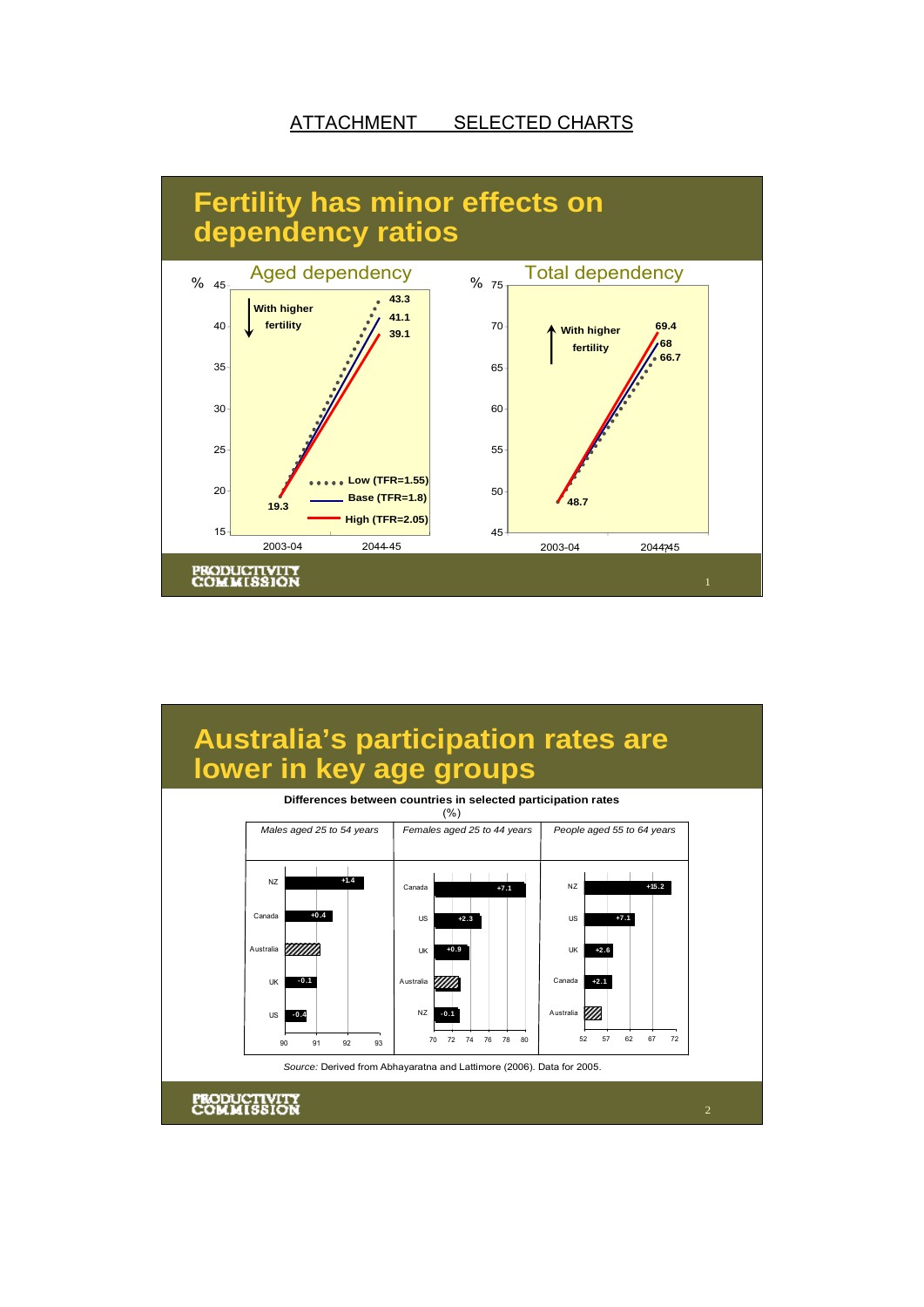# ATTACHMENT SELECTED CHARTS

## Fertility has minor effects on dependency ratios

**Aged dependency**

| % | 2003-04 | 2044-45 |
|---|---|---|
| Low (TFR=1.55) | 19.3 | 43.3 |
| Base (TFR=1.8) | 19.3 | 41.1 |
| High (TFR=2.05) | 19.3 | 39.1 |

With higher fertility ↓

**Total dependency**

| % | 2003-04 | 2044-45 |
|---|---|---|
| Low (TFR=1.55) | 48.7 | 66.7 |
| Base (TFR=1.8) | 48.7 | 68 |
| High (TFR=2.05) | 48.7 | 69.4 |

With higher fertility ↑

## Australia's participation rates are lower in key age groups

**Differences between countries in selected participation rates**
(%)

| *Males aged 25 to 54 years* | | *Females aged 25 to 44 years* | | *People aged 55 to 64 years* | |
|---|---|---|---|---|---|
| NZ | +1.4 | Canada | +7.1 | NZ | +15.2 |
| Canada | +0.4 | US | +2.3 | US | +7.1 |
| Australia | | UK | +0.9 | UK | +2.6 |
| UK | -0.1 | Australia | | Canada | +2.1 |
| US | -0.4 | NZ | -0.1 | Australia | |

*Source:* Derived from Abhayaratna and Lattimore (2006). Data for 2005.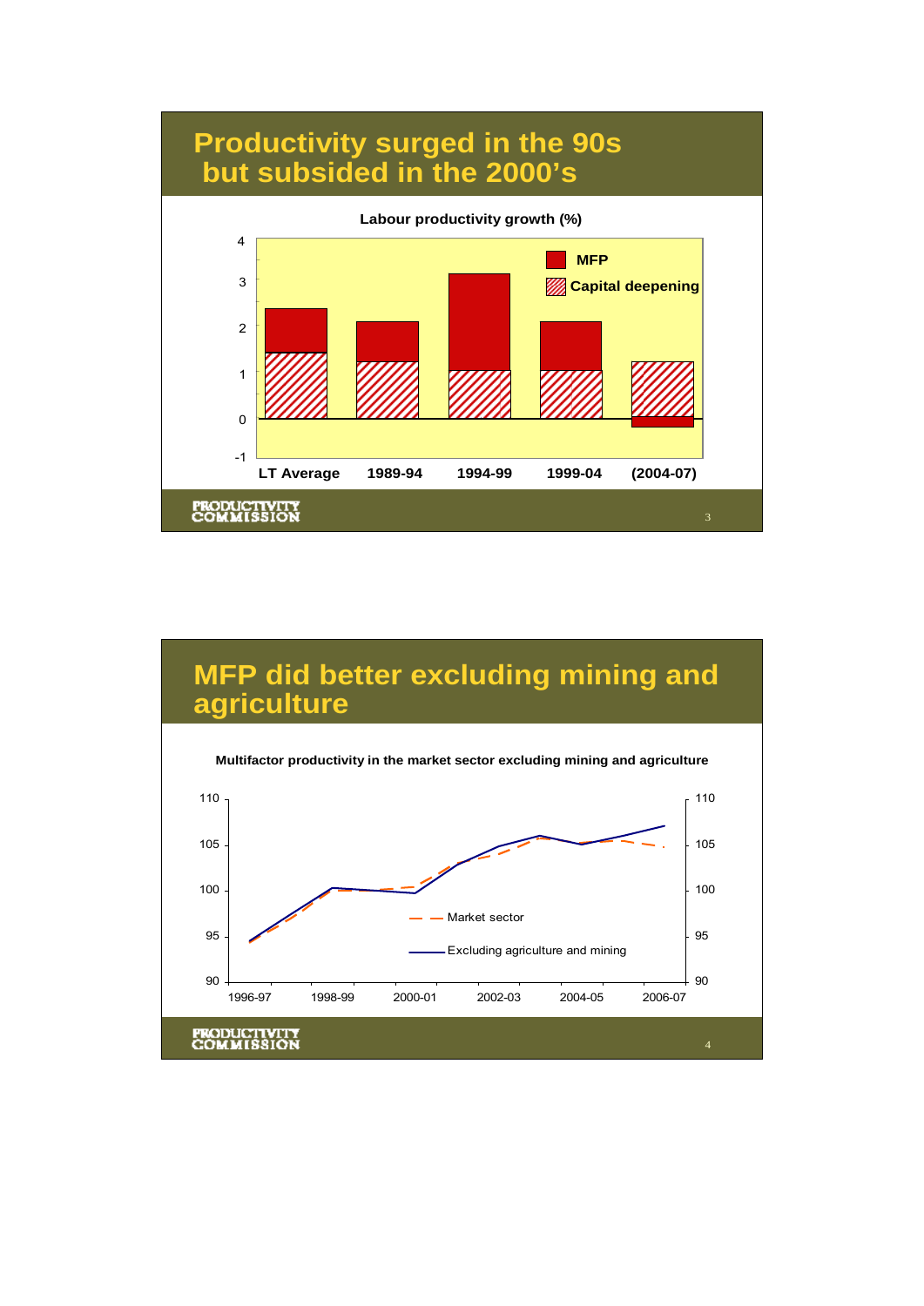## Productivity surged in the 90s but subsided in the 2000's

**Labour productivity growth (%)**

- MFP
- Capital deepening

LT Average | 1989-94 | 1994-99 | 1999-04 | (2004-07)

## MFP did better excluding mining and agriculture

**Multifactor productivity in the market sector excluding mining and agriculture**

- Market sector
- Excluding agriculture and mining

1996-97 | 1998-99 | 2000-01 | 2002-03 | 2004-05 | 2006-07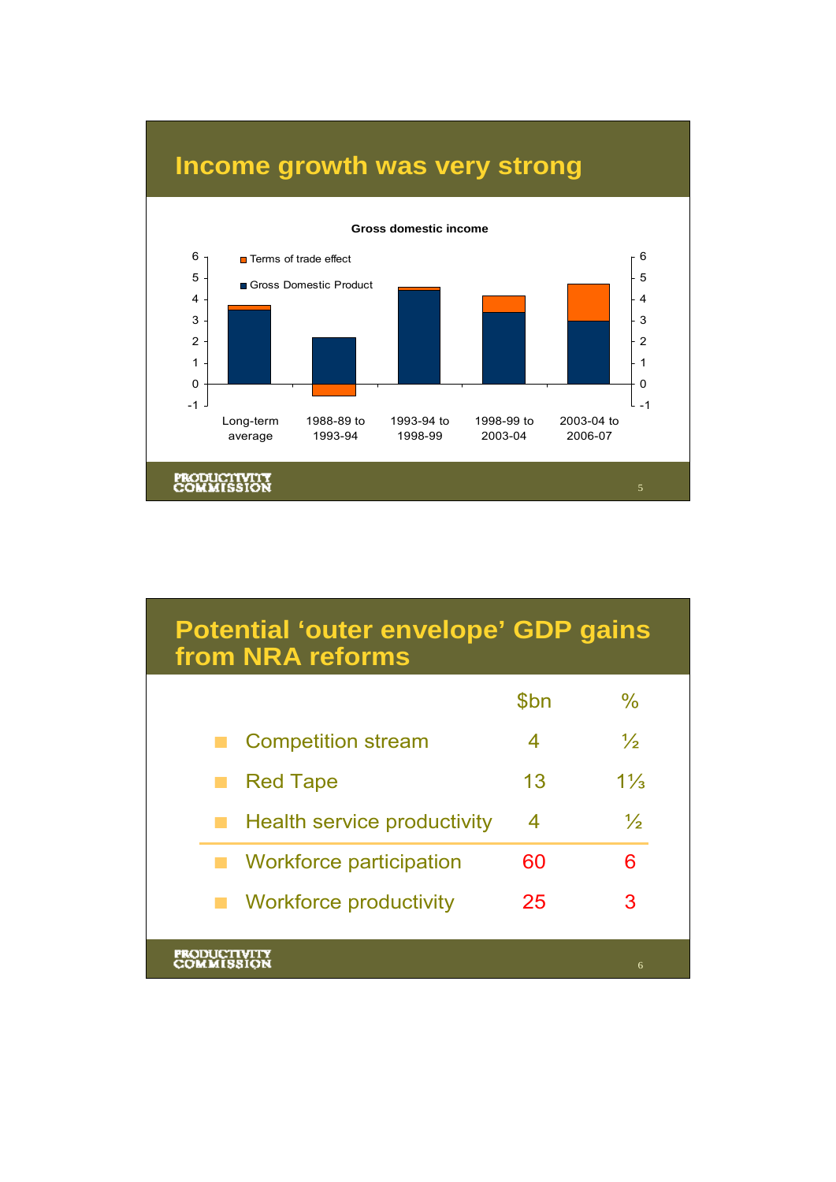## Income growth was very strong

Gross domestic income

Terms of trade effect

Gross Domestic Product

6
5
4
3
2
1
0
-1

Long-term average

1988-89 to 1993-94

1993-94 to 1998-99

1998-99 to 2003-04

2003-04 to 2006-07

PRODUCTIVITY COMMISSION

## Potential 'outer envelope' GDP gains from NRA reforms

| | $bn | % |
|---|---|---|
| Competition stream | 4 | ½ |
| Red Tape | 13 | 1⅓ |
| Health service productivity | 4 | ½ |
| Workforce participation | 60 | 6 |
| Workforce productivity | 25 | 3 |

PRODUCTIVITY COMMISSION